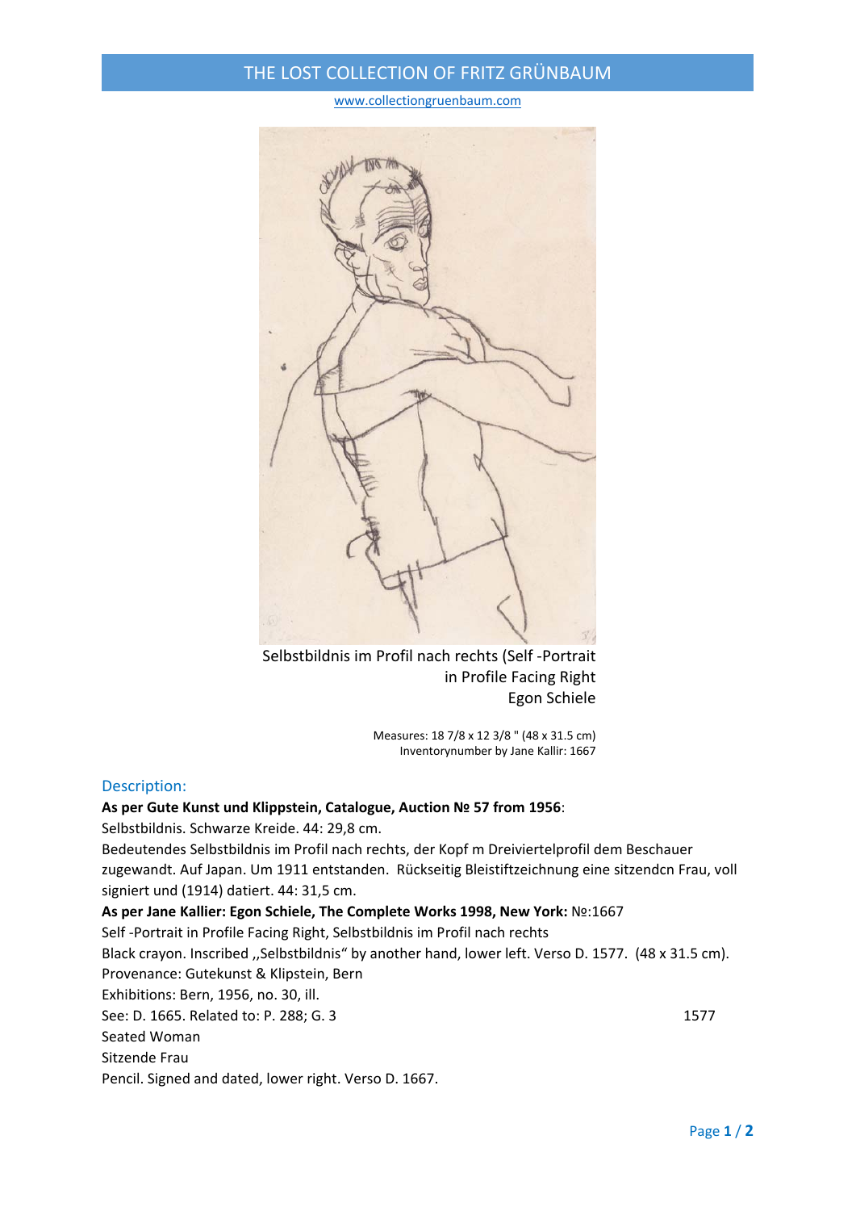# THE LOST COLLECTION OF FRITZ GRÜNBAUM

www.collectiongruenbaum.com

Selbstbildnis im Profil nach rechts (Self -Portrait in Profile Facing Right
Egon Schiele

Measures: 18 7/8 x 12 3/8 " (48 x 31.5 cm)
Inventorynumber by Jane Kallir: 1667

## Description:

**As per Gute Kunst und Klippstein, Catalogue, Auction № 57 from 1956**:

Selbstbildnis. Schwarze Kreide. 44: 29,8 cm.

Bedeutendes Selbstbildnis im Profil nach rechts, der Kopf m Dreiviertelprofil dem Beschauer zugewandt. Auf Japan. Um 1911 entstanden. Rückseitig Bleistiftzeichnung eine sitzendcn Frau, voll signiert und (1914) datiert. 44: 31,5 cm.

**As per Jane Kallier: Egon Schiele, The Complete Works 1998, New York:** №:1667

Self -Portrait in Profile Facing Right, Selbstbildnis im Profil nach rechts

Black crayon. Inscribed ,,Selbstbildnis“ by another hand, lower left. Verso D. 1577. (48 x 31.5 cm).

Provenance: Gutekunst & Klipstein, Bern

Exhibitions: Bern, 1956, no. 30, ill.

See: D. 1665. Related to: P. 288; G. 3

1577

Seated Woman

Sitzende Frau

Pencil. Signed and dated, lower right. Verso D. 1667.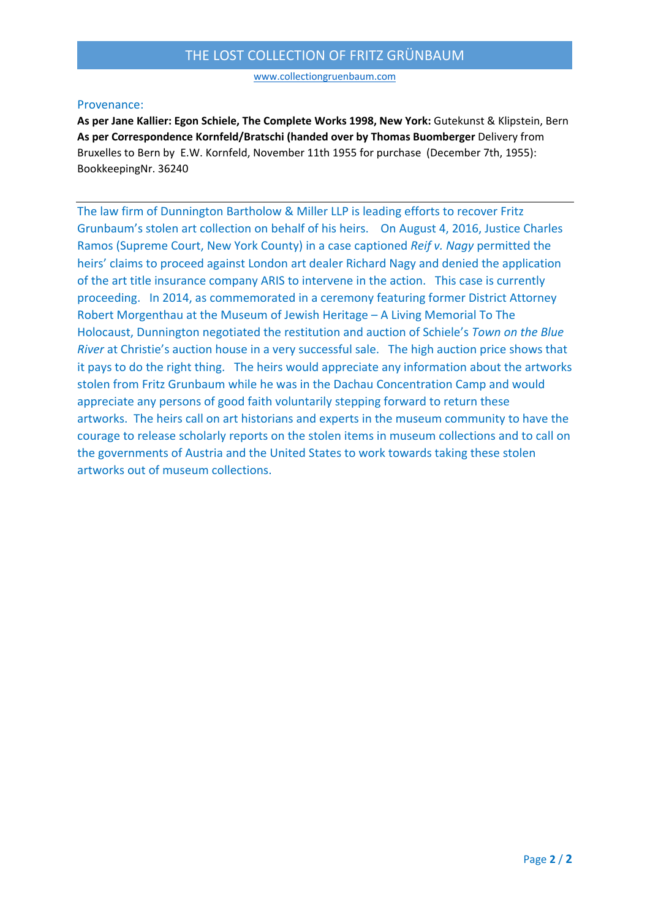Provenance:

**As per Jane Kallier: Egon Schiele, The Complete Works 1998, New York:** Gutekunst & Klipstein, Bern
**As per Correspondence Kornfeld/Bratschi (handed over by Thomas Buomberger** Delivery from Bruxelles to Bern by E.W. Kornfeld, November 11th 1955 for purchase (December 7th, 1955): BookkeepingNr. 36240

---

The law firm of Dunnington Bartholow & Miller LLP is leading efforts to recover Fritz Grunbaum's stolen art collection on behalf of his heirs. On August 4, 2016, Justice Charles Ramos (Supreme Court, New York County) in a case captioned *Reif v. Nagy* permitted the heirs' claims to proceed against London art dealer Richard Nagy and denied the application of the art title insurance company ARIS to intervene in the action. This case is currently proceeding. In 2014, as commemorated in a ceremony featuring former District Attorney Robert Morgenthau at the Museum of Jewish Heritage – A Living Memorial To The Holocaust, Dunnington negotiated the restitution and auction of Schiele's *Town on the Blue River* at Christie's auction house in a very successful sale. The high auction price shows that it pays to do the right thing. The heirs would appreciate any information about the artworks stolen from Fritz Grunbaum while he was in the Dachau Concentration Camp and would appreciate any persons of good faith voluntarily stepping forward to return these artworks. The heirs call on art historians and experts in the museum community to have the courage to release scholarly reports on the stolen items in museum collections and to call on the governments of Austria and the United States to work towards taking these stolen artworks out of museum collections.